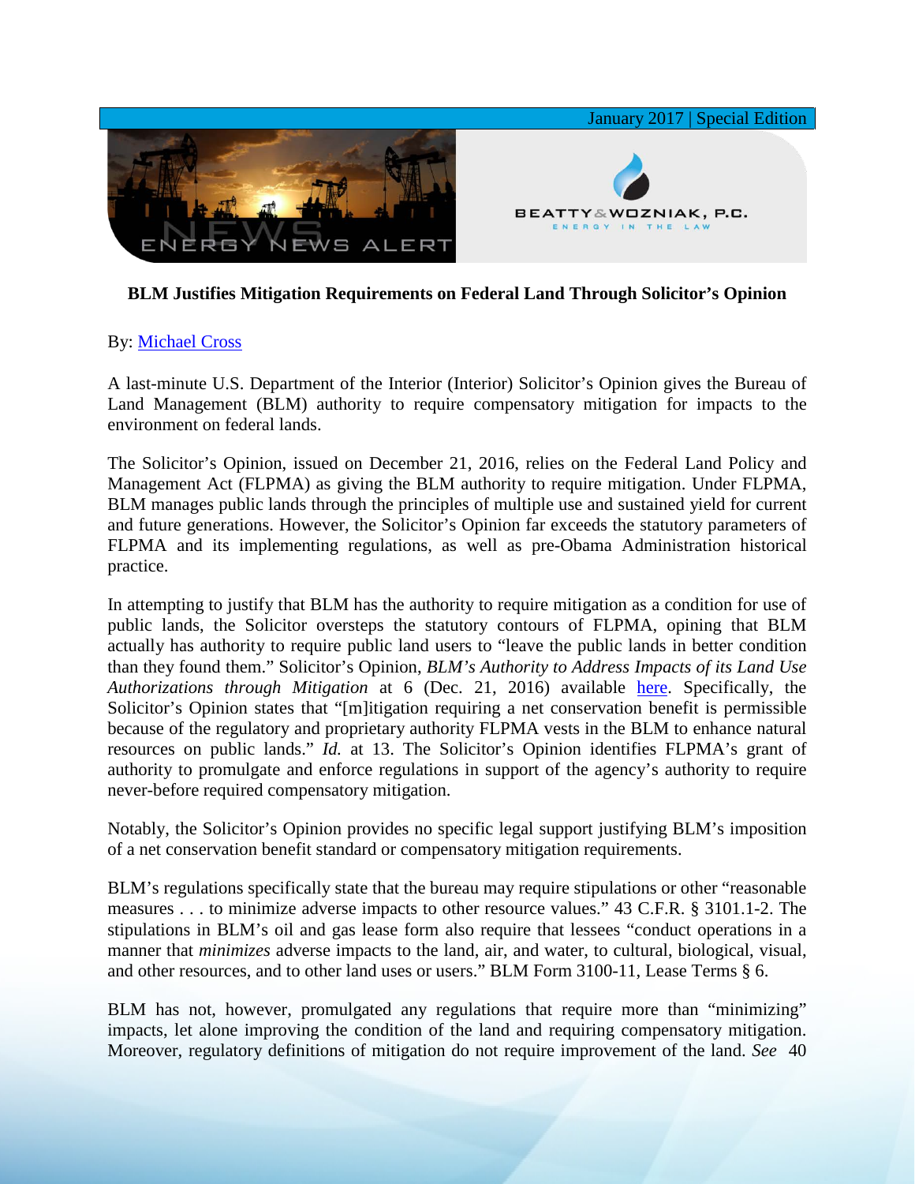January 2017 | Special Edition

ENERGY NEWS ALERT

BEATTY & WOZNIAK, P.C.
ENERGY IN THE LAW

**BLM Justifies Mitigation Requirements on Federal Land Through Solicitor's Opinion**

By: Michael Cross

A last-minute U.S. Department of the Interior (Interior) Solicitor's Opinion gives the Bureau of Land Management (BLM) authority to require compensatory mitigation for impacts to the environment on federal lands.

The Solicitor's Opinion, issued on December 21, 2016, relies on the Federal Land Policy and Management Act (FLPMA) as giving the BLM authority to require mitigation. Under FLPMA, BLM manages public lands through the principles of multiple use and sustained yield for current and future generations. However, the Solicitor's Opinion far exceeds the statutory parameters of FLPMA and its implementing regulations, as well as pre-Obama Administration historical practice.

In attempting to justify that BLM has the authority to require mitigation as a condition for use of public lands, the Solicitor oversteps the statutory contours of FLPMA, opining that BLM actually has authority to require public land users to "leave the public lands in better condition than they found them." Solicitor's Opinion, *BLM's Authority to Address Impacts of its Land Use Authorizations through Mitigation* at 6 (Dec. 21, 2016) available here. Specifically, the Solicitor's Opinion states that "[m]itigation requiring a net conservation benefit is permissible because of the regulatory and proprietary authority FLPMA vests in the BLM to enhance natural resources on public lands." *Id.* at 13. The Solicitor's Opinion identifies FLPMA's grant of authority to promulgate and enforce regulations in support of the agency's authority to require never-before required compensatory mitigation.

Notably, the Solicitor's Opinion provides no specific legal support justifying BLM's imposition of a net conservation benefit standard or compensatory mitigation requirements.

BLM's regulations specifically state that the bureau may require stipulations or other "reasonable measures . . . to minimize adverse impacts to other resource values." 43 C.F.R. § 3101.1-2. The stipulations in BLM's oil and gas lease form also require that lessees "conduct operations in a manner that *minimizes* adverse impacts to the land, air, and water, to cultural, biological, visual, and other resources, and to other land uses or users." BLM Form 3100-11, Lease Terms § 6.

BLM has not, however, promulgated any regulations that require more than "minimizing" impacts, let alone improving the condition of the land and requiring compensatory mitigation. Moreover, regulatory definitions of mitigation do not require improvement of the land. *See* 40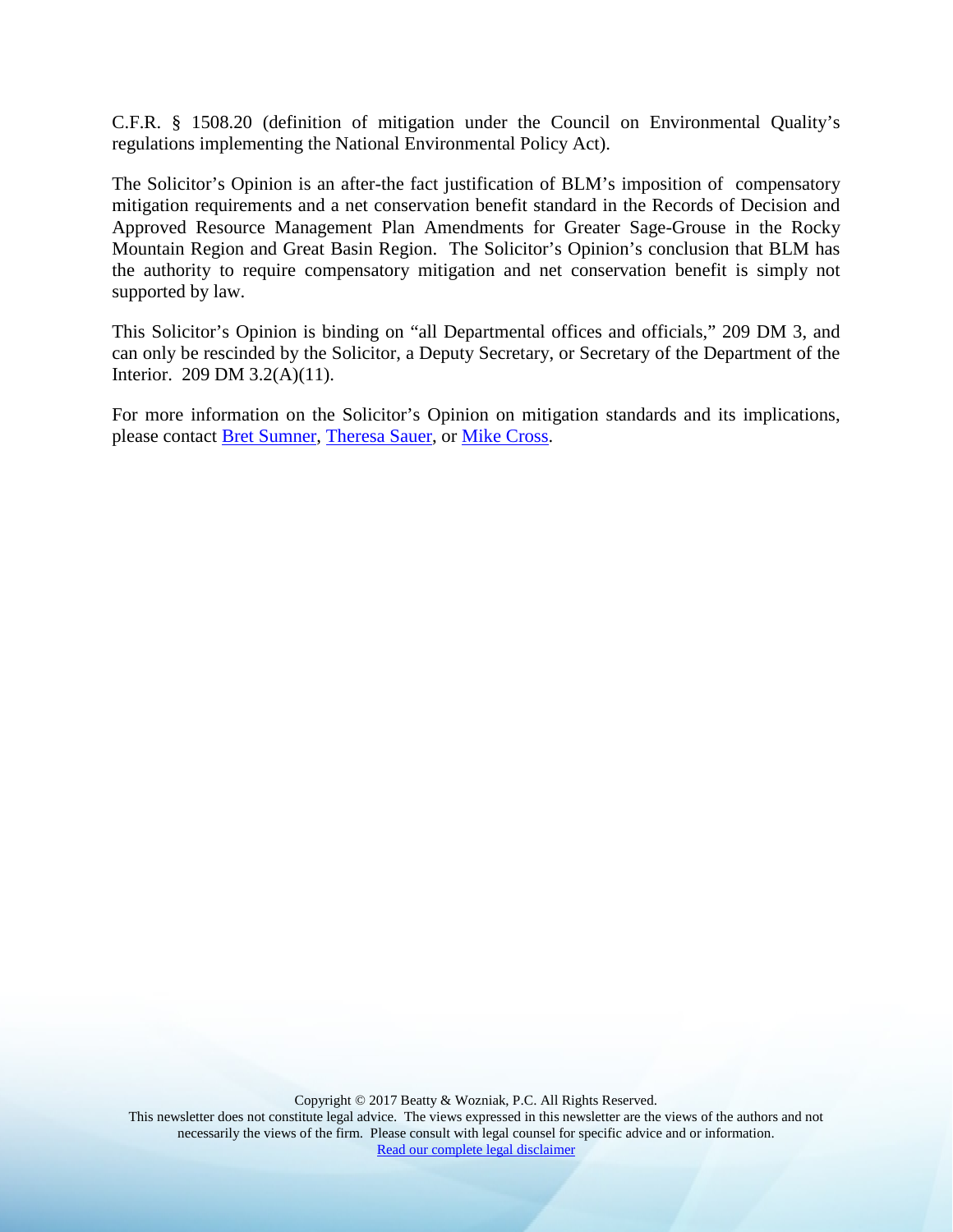C.F.R. § 1508.20 (definition of mitigation under the Council on Environmental Quality's regulations implementing the National Environmental Policy Act).

The Solicitor's Opinion is an after-the fact justification of BLM's imposition of compensatory mitigation requirements and a net conservation benefit standard in the Records of Decision and Approved Resource Management Plan Amendments for Greater Sage-Grouse in the Rocky Mountain Region and Great Basin Region. The Solicitor's Opinion's conclusion that BLM has the authority to require compensatory mitigation and net conservation benefit is simply not supported by law.

This Solicitor's Opinion is binding on "all Departmental offices and officials," 209 DM 3, and can only be rescinded by the Solicitor, a Deputy Secretary, or Secretary of the Department of the Interior. 209 DM 3.2(A)(11).

For more information on the Solicitor's Opinion on mitigation standards and its implications, please contact Bret Sumner, Theresa Sauer, or Mike Cross.

Copyright © 2017 Beatty & Wozniak, P.C. All Rights Reserved.
This newsletter does not constitute legal advice. The views expressed in this newsletter are the views of the authors and not necessarily the views of the firm. Please consult with legal counsel for specific advice and or information.
Read our complete legal disclaimer